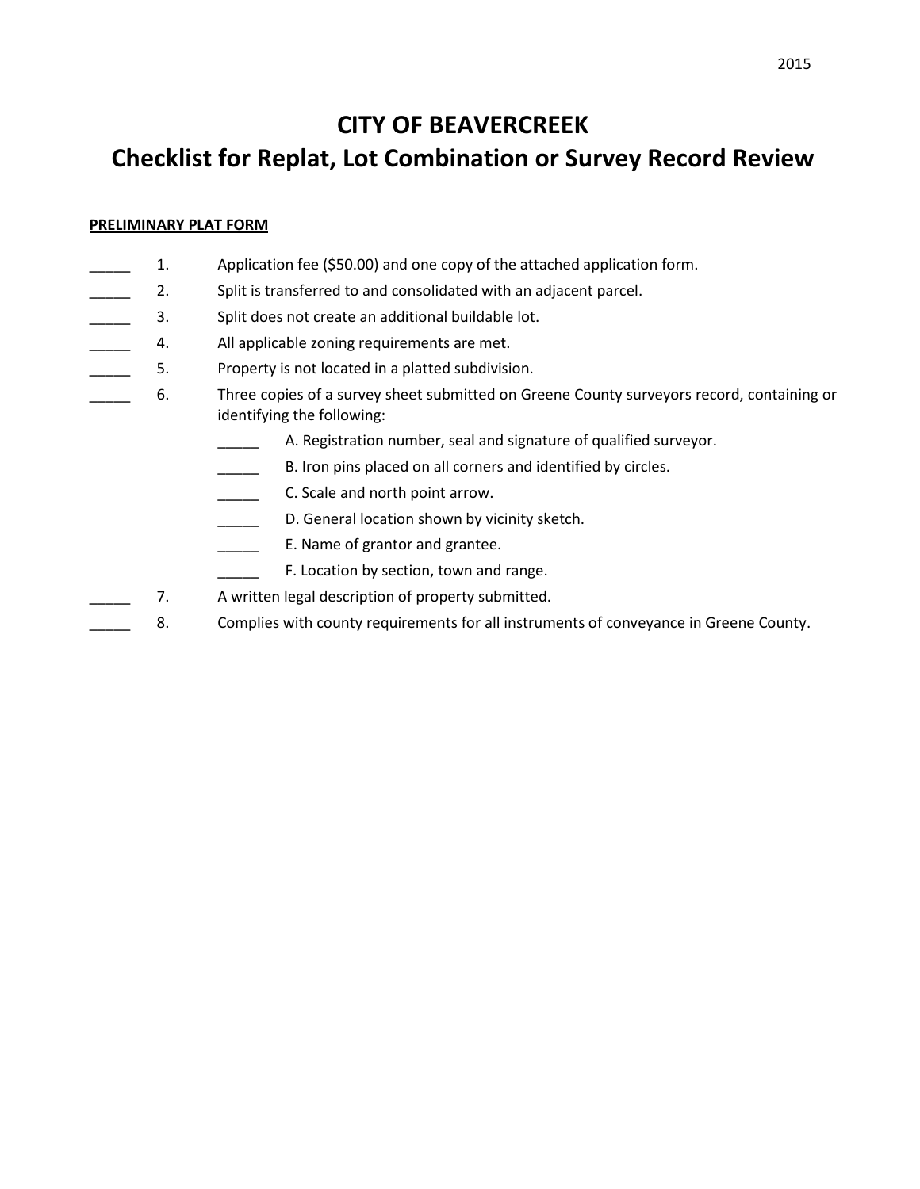# CITY OF BEAVERCREEK

## Checklist for Replat, Lot Combination or Survey Record Review

**PRELIMINARY PLAT FORM**

_____ 1. Application fee ($50.00) and one copy of the attached application form.

_____ 2. Split is transferred to and consolidated with an adjacent parcel.

_____ 3. Split does not create an additional buildable lot.

_____ 4. All applicable zoning requirements are met.

_____ 5. Property is not located in a platted subdivision.

_____ 6. Three copies of a survey sheet submitted on Greene County surveyors record, containing or identifying the following:

- _____ A. Registration number, seal and signature of qualified surveyor.
- _____ B. Iron pins placed on all corners and identified by circles.
- _____ C. Scale and north point arrow.
- _____ D. General location shown by vicinity sketch.
- _____ E. Name of grantor and grantee.
- _____ F. Location by section, town and range.

_____ 7. A written legal description of property submitted.

_____ 8. Complies with county requirements for all instruments of conveyance in Greene County.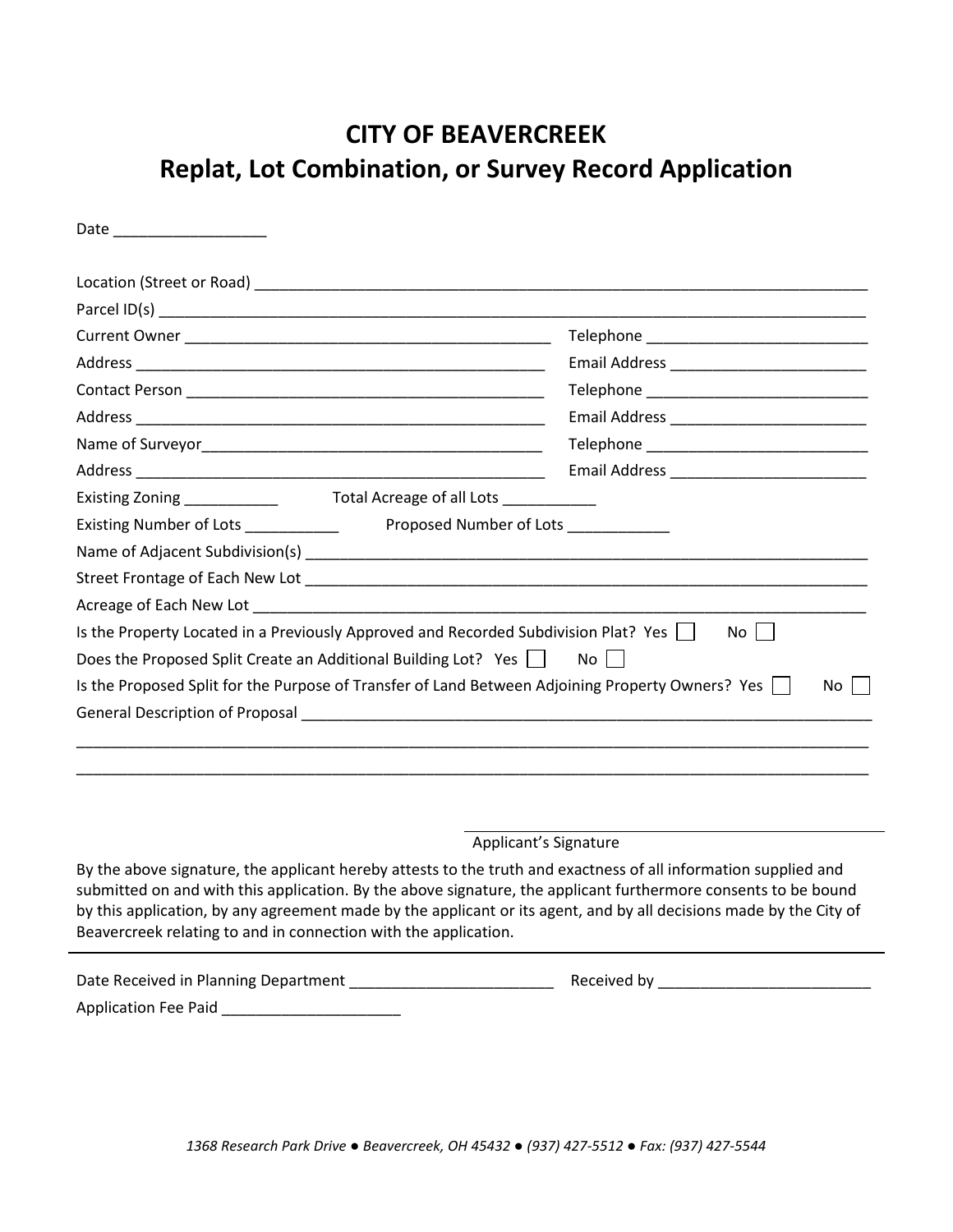# CITY OF BEAVERCREEK
## Replat, Lot Combination, or Survey Record Application

Date ___________________

Location (Street or Road) ___________________________________________________________________________

Parcel ID(s) ___________________________________________________________________________________

Current Owner _____________________________________________ Telephone ___________________________

Address __________________________________________________ Email Address ________________________

Contact Person ____________________________________________ Telephone ___________________________

Address __________________________________________________ Email Address ________________________

Name of Surveyor__________________________________________ Telephone ___________________________

Address __________________________________________________ Email Address ________________________

Existing Zoning ____________ Total Acreage of all Lots ___________

Existing Number of Lots ___________ Proposed Number of Lots ____________

Name of Adjacent Subdivision(s) ________________________________________________________________

Street Frontage of Each New Lot ________________________________________________________________

Acreage of Each New Lot _______________________________________________________________________

Is the Property Located in a Previously Approved and Recorded Subdivision Plat? Yes ☐ No ☐

Does the Proposed Split Create an Additional Building Lot? Yes ☐ No ☐

Is the Proposed Split for the Purpose of Transfer of Land Between Adjoining Property Owners? Yes ☐ No ☐

General Description of Proposal ___________________________________________________________________

_________________________________________________________________________________________________

_________________________________________________________________________________________________

_________________________________________

Applicant's Signature

By the above signature, the applicant hereby attests to the truth and exactness of all information supplied and submitted on and with this application. By the above signature, the applicant furthermore consents to be bound by this application, by any agreement made by the applicant or its agent, and by all decisions made by the City of Beavercreek relating to and in connection with the application.

---

Date Received in Planning Department ________________________ Received by _________________________

Application Fee Paid _____________________

*1368 Research Park Drive ● Beavercreek, OH 45432 ● (937) 427-5512 ● Fax: (937) 427-5544*